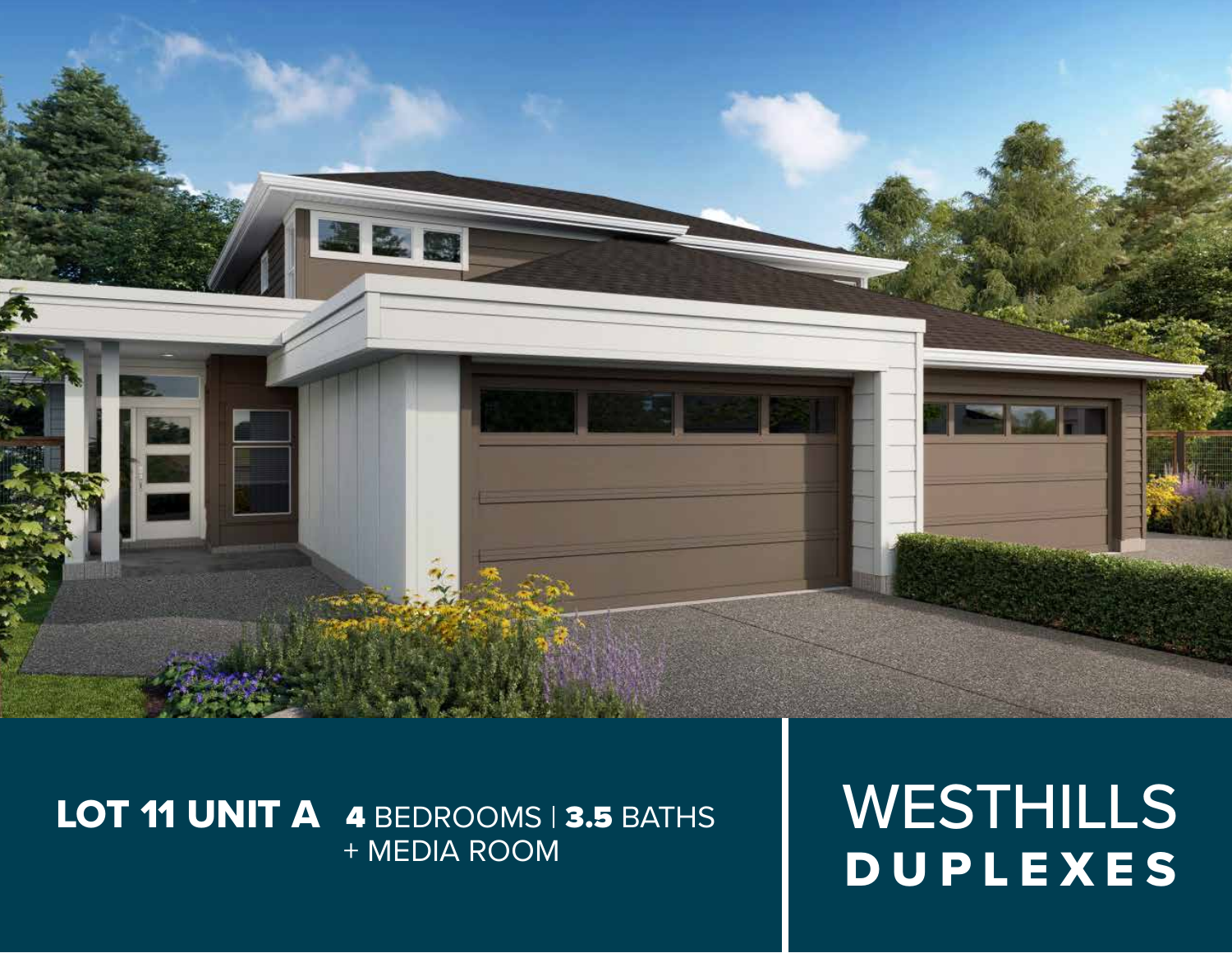**LOT 11 UNIT A** **4** BEDROOMS | **3.5** BATHS
+ MEDIA ROOM

# WESTHILLS
## DUPLEXES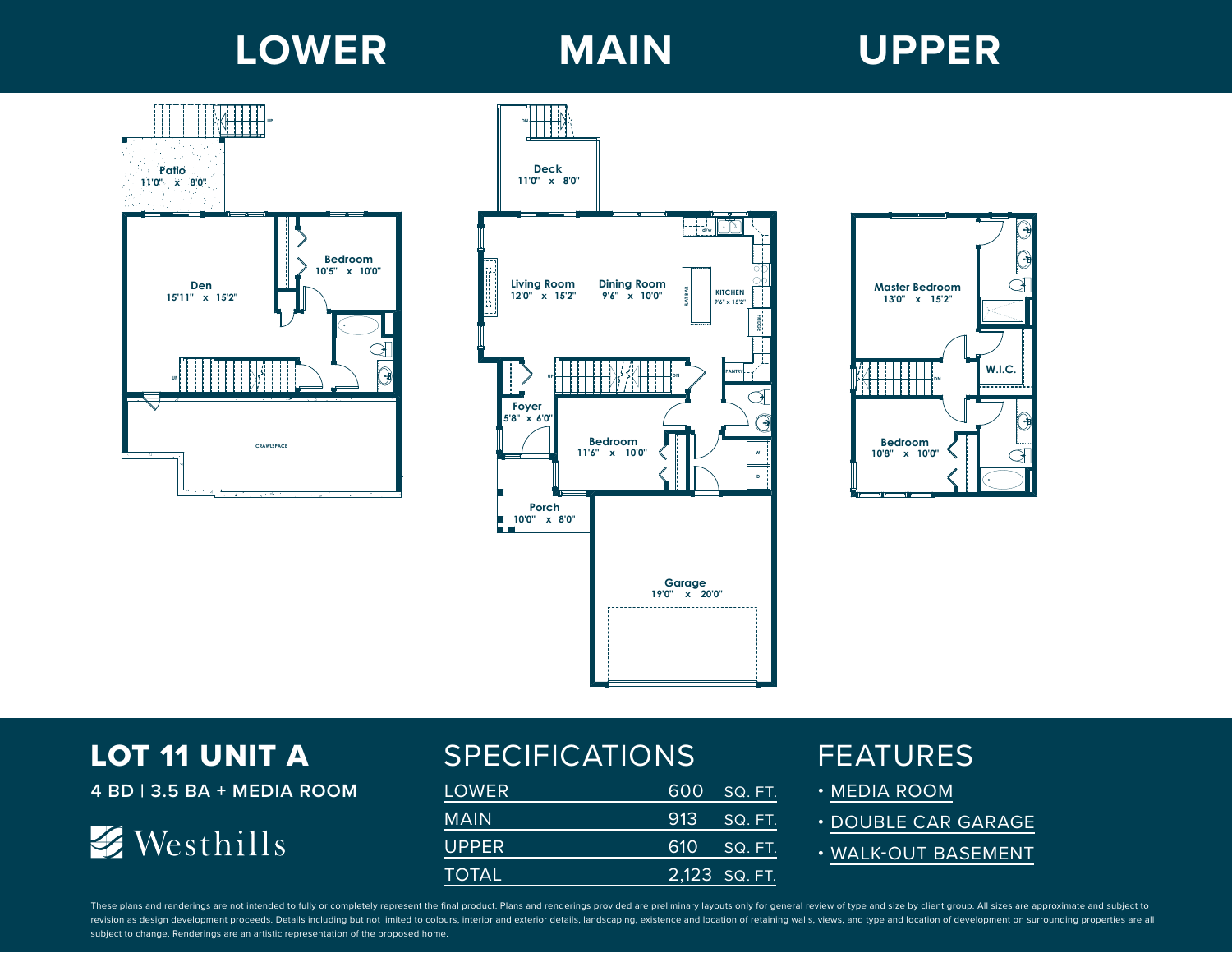# LOWER

Patio
11'0" x 8'0"

Den
15'11" x 15'2"

Bedroom
10'5" x 10'0"

CRAWLSPACE

# MAIN

Deck
11'0" x 8'0"

Living Room
12'0" x 15'2"

Dining Room
9'6" x 10'0"

KITCHEN
9'6" x 15'2"

PANTRY

Foyer
5'8" x 6'0"

Bedroom
11'6" x 10'0"

Porch
10'0" x 8'0"

Garage
19'0" x 20'0"

# UPPER

Master Bedroom
13'0" x 15'2"

W.I.C.

Bedroom
10'8" x 10'0"

## LOT 11 UNIT A

**4 BD | 3.5 BA + MEDIA ROOM**

Westhills

## SPECIFICATIONS

| | | |
|---|---|---|
| LOWER | 600 | SQ. FT. |
| MAIN | 913 | SQ. FT. |
| UPPER | 610 | SQ. FT. |
| TOTAL | 2,123 | SQ. FT. |

## FEATURES

- MEDIA ROOM
- DOUBLE CAR GARAGE
- WALK-OUT BASEMENT

These plans and renderings are not intended to fully or completely represent the final product. Plans and renderings provided are preliminary layouts only for general review of type and size by client group. All sizes are approximate and subject to revision as design development proceeds. Details including but not limited to colours, interior and exterior details, landscaping, existence and location of retaining walls, views, and type and location of development on surrounding properties are all subject to change. Renderings are an artistic representation of the proposed home.